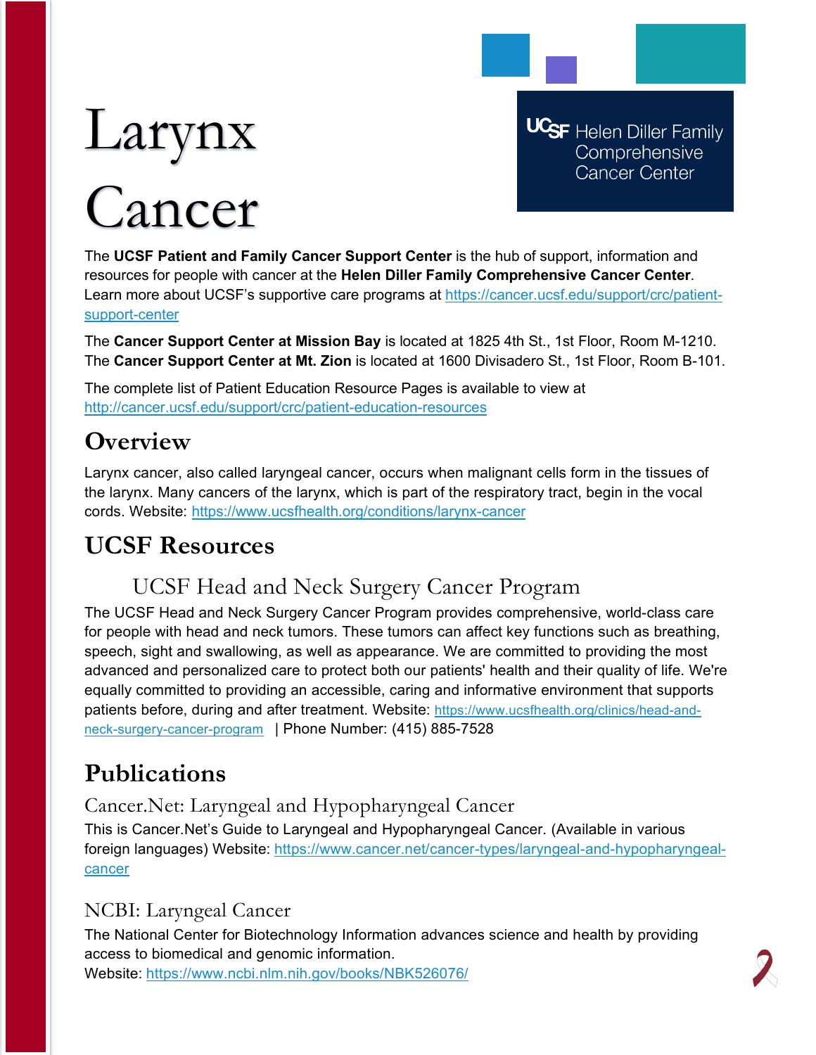# Larynx Cancer

UCSF Helen Diller Family Comprehensive Cancer Center

The **UCSF Patient and Family Cancer Support Center** is the hub of support, information and resources for people with cancer at the **Helen Diller Family Comprehensive Cancer Center**. Learn more about UCSF's supportive care programs at https://cancer.ucsf.edu/support/crc/patient-support-center

The **Cancer Support Center at Mission Bay** is located at 1825 4th St., 1st Floor, Room M-1210. The **Cancer Support Center at Mt. Zion** is located at 1600 Divisadero St., 1st Floor, Room B-101.

The complete list of Patient Education Resource Pages is available to view at http://cancer.ucsf.edu/support/crc/patient-education-resources

## Overview

Larynx cancer, also called laryngeal cancer, occurs when malignant cells form in the tissues of the larynx. Many cancers of the larynx, which is part of the respiratory tract, begin in the vocal cords. Website: https://www.ucsfhealth.org/conditions/larynx-cancer

## UCSF Resources

### UCSF Head and Neck Surgery Cancer Program

The UCSF Head and Neck Surgery Cancer Program provides comprehensive, world-class care for people with head and neck tumors. These tumors can affect key functions such as breathing, speech, sight and swallowing, as well as appearance. We are committed to providing the most advanced and personalized care to protect both our patients' health and their quality of life. We're equally committed to providing an accessible, caring and informative environment that supports patients before, during and after treatment. Website: https://www.ucsfhealth.org/clinics/head-and-neck-surgery-cancer-program | Phone Number: (415) 885-7528

## Publications

### Cancer.Net: Laryngeal and Hypopharyngeal Cancer

This is Cancer.Net's Guide to Laryngeal and Hypopharyngeal Cancer. (Available in various foreign languages) Website: https://www.cancer.net/cancer-types/laryngeal-and-hypopharyngeal-cancer

### NCBI: Laryngeal Cancer

The National Center for Biotechnology Information advances science and health by providing access to biomedical and genomic information.
Website: https://www.ncbi.nlm.nih.gov/books/NBK526076/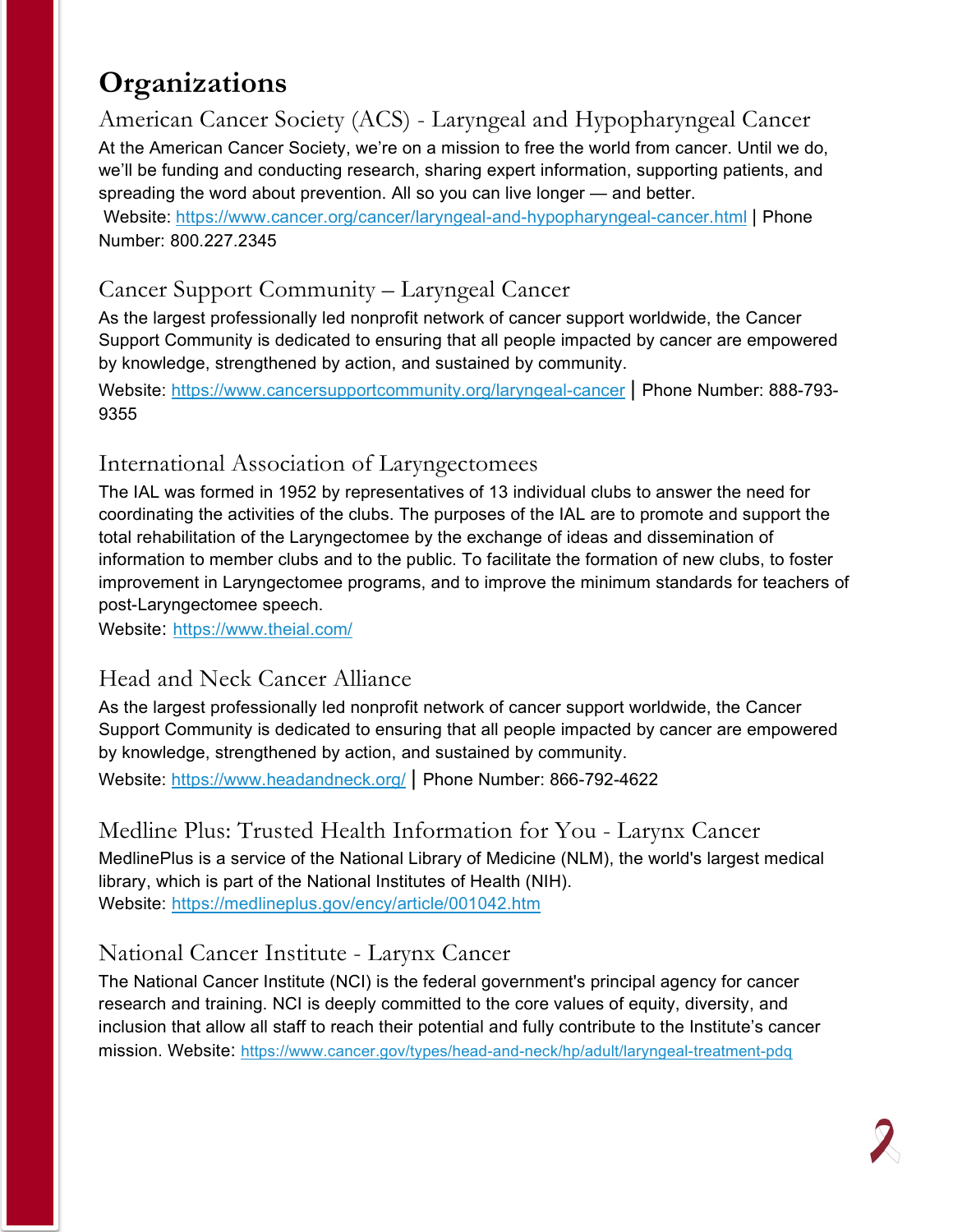# Organizations

## American Cancer Society (ACS) - Laryngeal and Hypopharyngeal Cancer

At the American Cancer Society, we're on a mission to free the world from cancer. Until we do, we'll be funding and conducting research, sharing expert information, supporting patients, and spreading the word about prevention. All so you can live longer — and better.

Website: https://www.cancer.org/cancer/laryngeal-and-hypopharyngeal-cancer.html | Phone Number: 800.227.2345

## Cancer Support Community – Laryngeal Cancer

As the largest professionally led nonprofit network of cancer support worldwide, the Cancer Support Community is dedicated to ensuring that all people impacted by cancer are empowered by knowledge, strengthened by action, and sustained by community.

Website: https://www.cancersupportcommunity.org/laryngeal-cancer | Phone Number: 888-793-9355

## International Association of Laryngectomees

The IAL was formed in 1952 by representatives of 13 individual clubs to answer the need for coordinating the activities of the clubs. The purposes of the IAL are to promote and support the total rehabilitation of the Laryngectomee by the exchange of ideas and dissemination of information to member clubs and to the public. To facilitate the formation of new clubs, to foster improvement in Laryngectomee programs, and to improve the minimum standards for teachers of post-Laryngectomee speech.

Website: https://www.theial.com/

## Head and Neck Cancer Alliance

As the largest professionally led nonprofit network of cancer support worldwide, the Cancer Support Community is dedicated to ensuring that all people impacted by cancer are empowered by knowledge, strengthened by action, and sustained by community.

Website: https://www.headandneck.org/ | Phone Number: 866-792-4622

## Medline Plus: Trusted Health Information for You - Larynx Cancer

MedlinePlus is a service of the National Library of Medicine (NLM), the world's largest medical library, which is part of the National Institutes of Health (NIH).

Website: https://medlineplus.gov/ency/article/001042.htm

## National Cancer Institute - Larynx Cancer

The National Cancer Institute (NCI) is the federal government's principal agency for cancer research and training. NCI is deeply committed to the core values of equity, diversity, and inclusion that allow all staff to reach their potential and fully contribute to the Institute's cancer mission. Website: https://www.cancer.gov/types/head-and-neck/hp/adult/laryngeal-treatment-pdq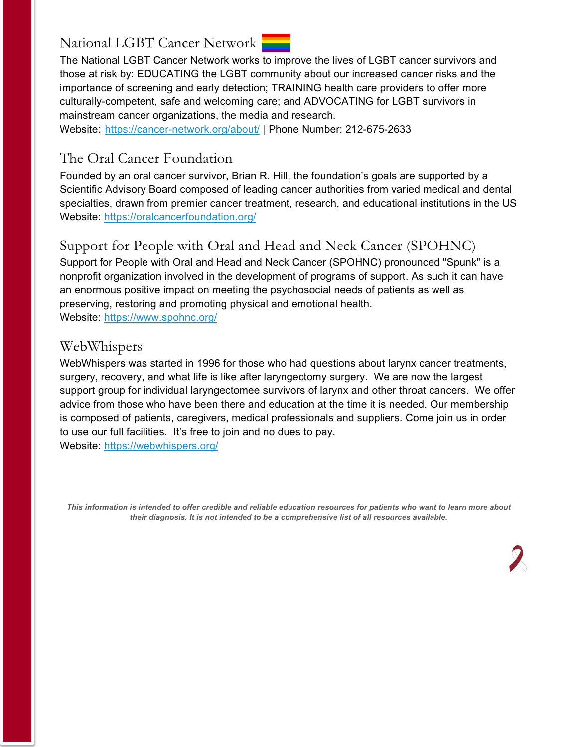## National LGBT Cancer Network

The National LGBT Cancer Network works to improve the lives of LGBT cancer survivors and those at risk by: EDUCATING the LGBT community about our increased cancer risks and the importance of screening and early detection; TRAINING health care providers to offer more culturally-competent, safe and welcoming care; and ADVOCATING for LGBT survivors in mainstream cancer organizations, the media and research.

Website: https://cancer-network.org/about/ | Phone Number: 212-675-2633

## The Oral Cancer Foundation

Founded by an oral cancer survivor, Brian R. Hill, the foundation's goals are supported by a Scientific Advisory Board composed of leading cancer authorities from varied medical and dental specialties, drawn from premier cancer treatment, research, and educational institutions in the US

Website: https://oralcancerfoundation.org/

## Support for People with Oral and Head and Neck Cancer (SPOHNC)

Support for People with Oral and Head and Neck Cancer (SPOHNC) pronounced "Spunk" is a nonprofit organization involved in the development of programs of support. As such it can have an enormous positive impact on meeting the psychosocial needs of patients as well as preserving, restoring and promoting physical and emotional health.

Website: https://www.spohnc.org/

## WebWhispers

WebWhispers was started in 1996 for those who had questions about larynx cancer treatments, surgery, recovery, and what life is like after laryngectomy surgery. We are now the largest support group for individual laryngectomee survivors of larynx and other throat cancers. We offer advice from those who have been there and education at the time it is needed. Our membership is composed of patients, caregivers, medical professionals and suppliers. Come join us in order to use our full facilities. It's free to join and no dues to pay.

Website: https://webwhispers.org/

***This information is intended to offer credible and reliable education resources for patients who want to learn more about their diagnosis. It is not intended to be a comprehensive list of all resources available.***